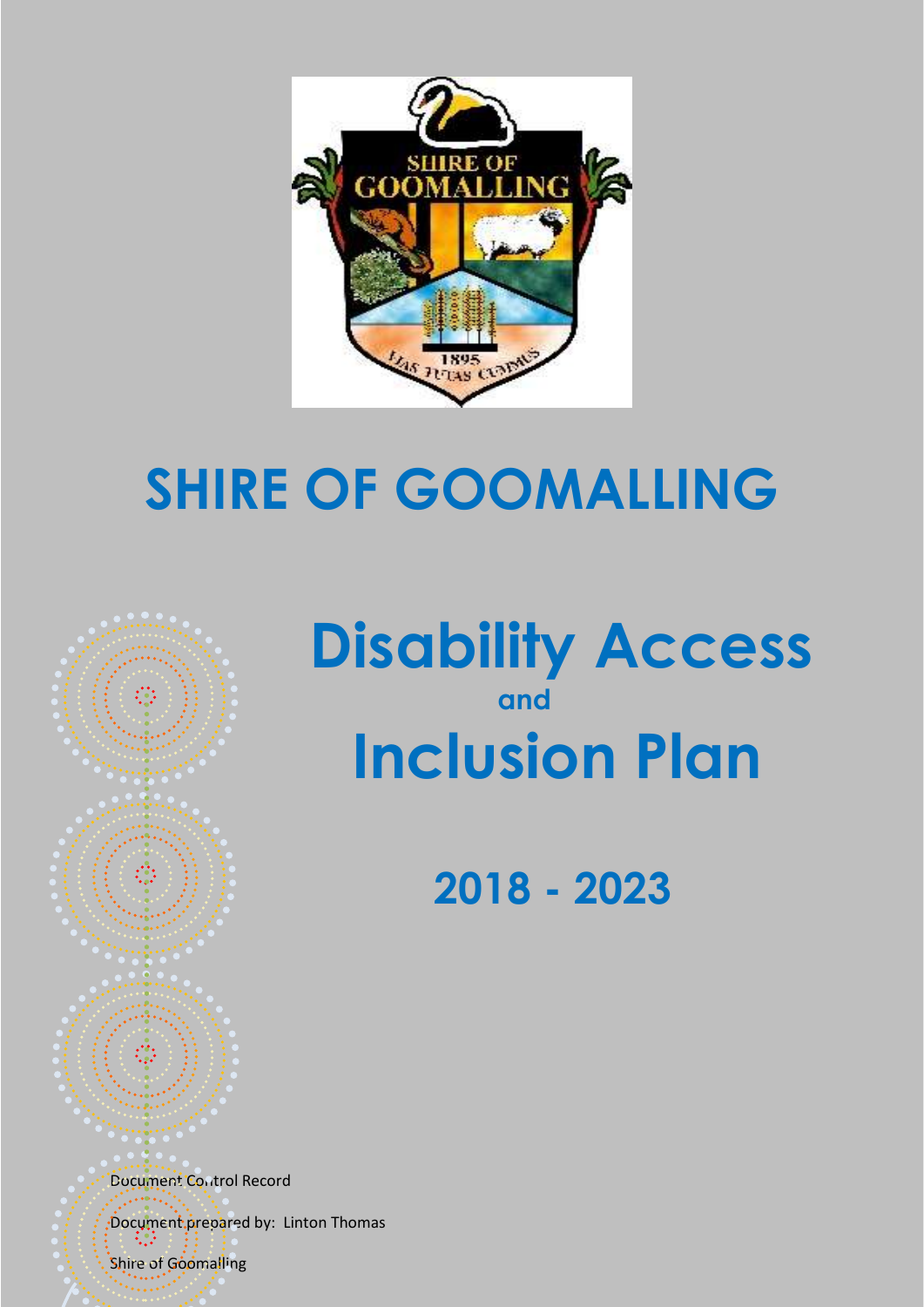# SHIRE OF GOOMALLING

# Disability Access
**and**
# Inclusion Plan

## 2018 - 2023

Document Control Record

Document prepared by: Linton Thomas

Shire of Goomalling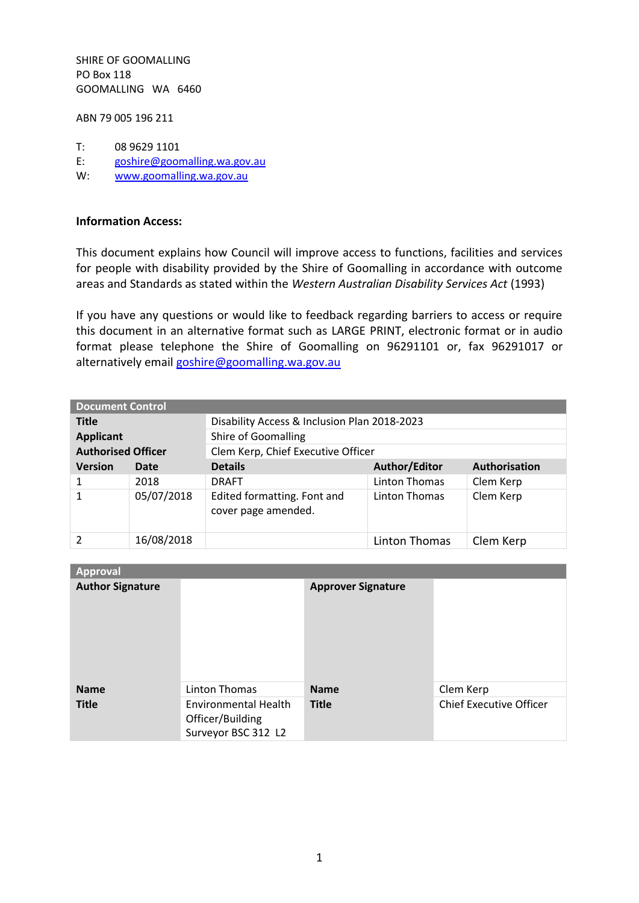SHIRE OF GOOMALLING
PO Box 118
GOOMALLING WA 6460

ABN 79 005 196 211

T: 08 9629 1101
E: goshire@goomalling.wa.gov.au
W: www.goomalling.wa.gov.au

**Information Access:**

This document explains how Council will improve access to functions, facilities and services for people with disability provided by the Shire of Goomalling in accordance with outcome areas and Standards as stated within the *Western Australian Disability Services Act* (1993)

If you have any questions or would like to feedback regarding barriers to access or require this document in an alternative format such as LARGE PRINT, electronic format or in audio format please telephone the Shire of Goomalling on 96291101 or, fax 96291017 or alternatively email goshire@goomalling.wa.gov.au

| **Document Control** | | | | |
|---|---|---|---|---|
| **Title** | | Disability Access & Inclusion Plan 2018-2023 | | |
| **Applicant** | | Shire of Goomalling | | |
| **Authorised Officer** | | Clem Kerp, Chief Executive Officer | | |
| **Version** | **Date** | **Details** | **Author/Editor** | **Authorisation** |
| 1 | 2018 | DRAFT | Linton Thomas | Clem Kerp |
| 1 | 05/07/2018 | Edited formatting. Font and cover page amended. | Linton Thomas | Clem Kerp |
| 2 | 16/08/2018 | | Linton Thomas | Clem Kerp |

| **Approval** | | | |
|---|---|---|---|
| **Author Signature** | | **Approver Signature** | |
| **Name** | Linton Thomas | **Name** | Clem Kerp |
| **Title** | Environmental Health Officer/Building Surveyor BSC 312 L2 | **Title** | Chief Executive Officer |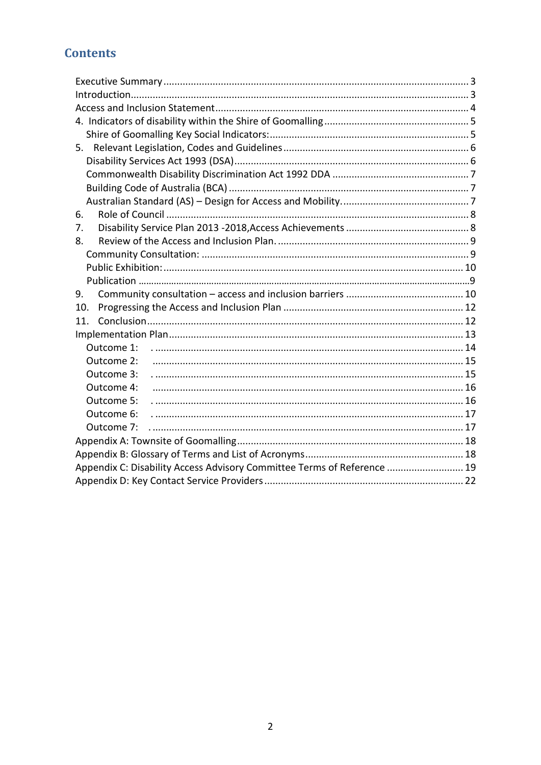## Contents

- Executive Summary .... 3
- Introduction .... 3
- Access and Inclusion Statement .... 4
- 4. Indicators of disability within the Shire of Goomalling .... 5
  - Shire of Goomalling Key Social Indicators: .... 5
- 5. Relevant Legislation, Codes and Guidelines .... 6
  - Disability Services Act 1993 (DSA) .... 6
  - Commonwealth Disability Discrimination Act 1992 DDA .... 7
  - Building Code of Australia (BCA) .... 7
  - Australian Standard (AS) – Design for Access and Mobility. .... 7
- 6. Role of Council .... 8
- 7. Disability Service Plan 2013 -2018,Access Achievements .... 8
- 8. Review of the Access and Inclusion Plan. .... 9
  - Community Consultation: .... 9
  - Public Exhibition: .... 10
  - Publication .... 9
- 9. Community consultation – access and inclusion barriers .... 10
- 10. Progressing the Access and Inclusion Plan .... 12
- 11. Conclusion .... 12
- Implementation Plan .... 13
  - Outcome 1: .... 14
  - Outcome 2: .... 15
  - Outcome 3: .... 15
  - Outcome 4: .... 16
  - Outcome 5: .... 16
  - Outcome 6: .... 17
  - Outcome 7: .... 17
- Appendix A: Townsite of Goomalling .... 18
- Appendix B: Glossary of Terms and List of Acronyms .... 18
- Appendix C: Disability Access Advisory Committee Terms of Reference .... 19
- Appendix D: Key Contact Service Providers .... 22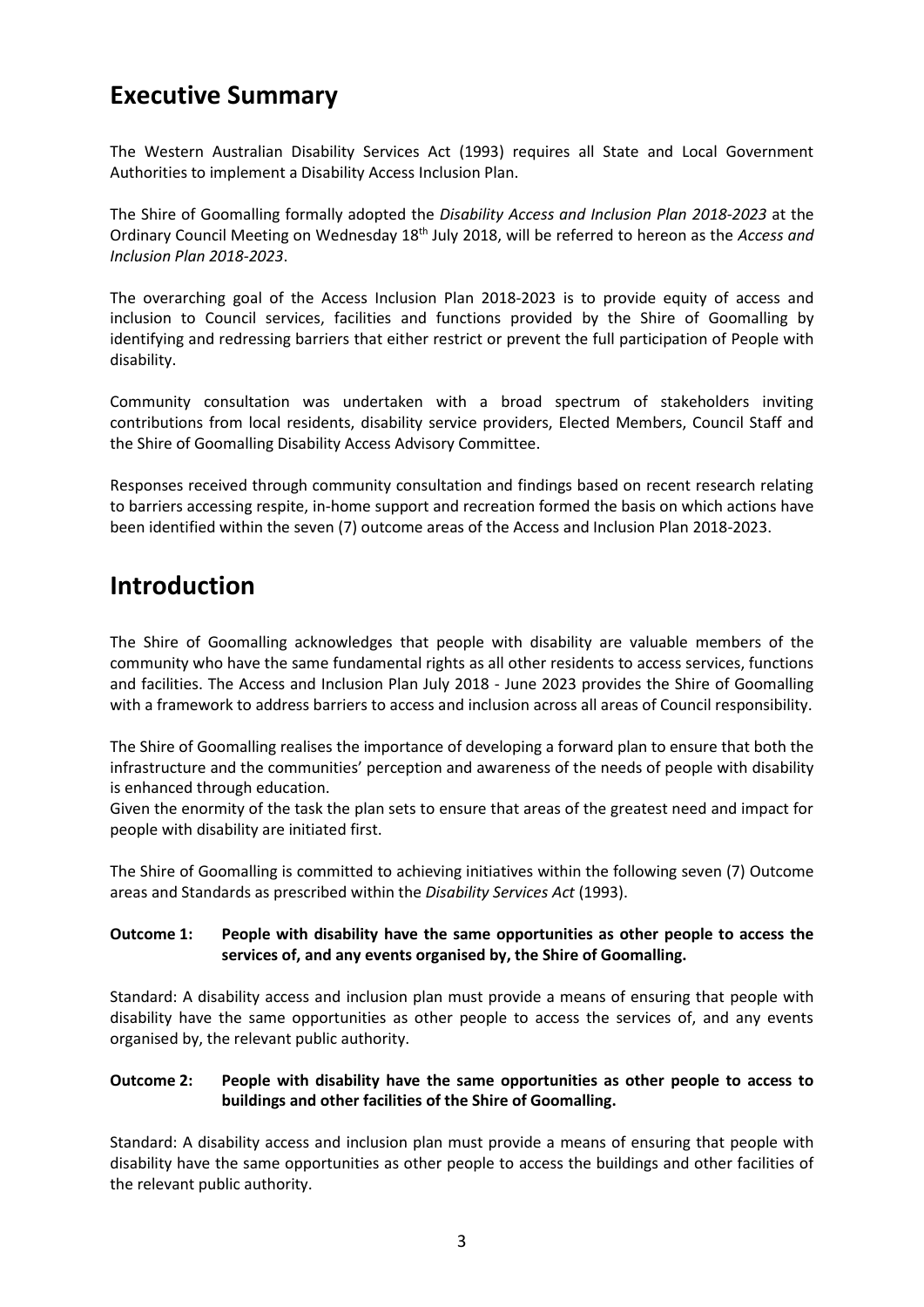## Executive Summary

The Western Australian Disability Services Act (1993) requires all State and Local Government Authorities to implement a Disability Access Inclusion Plan.

The Shire of Goomalling formally adopted the *Disability Access and Inclusion Plan 2018-2023* at the Ordinary Council Meeting on Wednesday 18th July 2018, will be referred to hereon as the *Access and Inclusion Plan 2018-2023*.

The overarching goal of the Access Inclusion Plan 2018-2023 is to provide equity of access and inclusion to Council services, facilities and functions provided by the Shire of Goomalling by identifying and redressing barriers that either restrict or prevent the full participation of People with disability.

Community consultation was undertaken with a broad spectrum of stakeholders inviting contributions from local residents, disability service providers, Elected Members, Council Staff and the Shire of Goomalling Disability Access Advisory Committee.

Responses received through community consultation and findings based on recent research relating to barriers accessing respite, in-home support and recreation formed the basis on which actions have been identified within the seven (7) outcome areas of the Access and Inclusion Plan 2018-2023.

## Introduction

The Shire of Goomalling acknowledges that people with disability are valuable members of the community who have the same fundamental rights as all other residents to access services, functions and facilities. The Access and Inclusion Plan July 2018 - June 2023 provides the Shire of Goomalling with a framework to address barriers to access and inclusion across all areas of Council responsibility.

The Shire of Goomalling realises the importance of developing a forward plan to ensure that both the infrastructure and the communities' perception and awareness of the needs of people with disability is enhanced through education.
Given the enormity of the task the plan sets to ensure that areas of the greatest need and impact for people with disability are initiated first.

The Shire of Goomalling is committed to achieving initiatives within the following seven (7) Outcome areas and Standards as prescribed within the *Disability Services Act* (1993).

**Outcome 1: People with disability have the same opportunities as other people to access the services of, and any events organised by, the Shire of Goomalling.**

Standard: A disability access and inclusion plan must provide a means of ensuring that people with disability have the same opportunities as other people to access the services of, and any events organised by, the relevant public authority.

**Outcome 2: People with disability have the same opportunities as other people to access to buildings and other facilities of the Shire of Goomalling.**

Standard: A disability access and inclusion plan must provide a means of ensuring that people with disability have the same opportunities as other people to access the buildings and other facilities of the relevant public authority.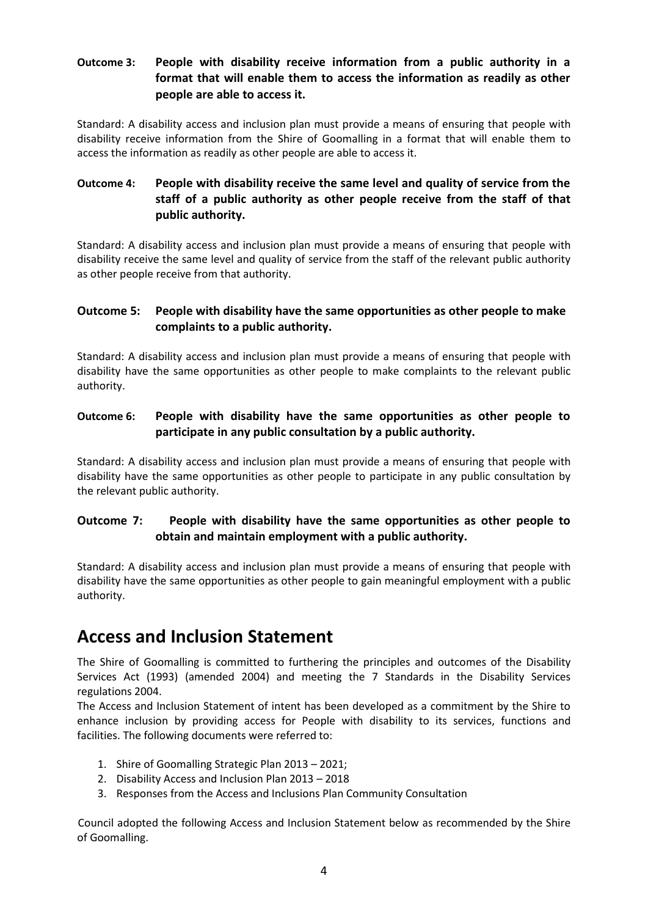**Outcome 3: People with disability receive information from a public authority in a format that will enable them to access the information as readily as other people are able to access it.**

Standard: A disability access and inclusion plan must provide a means of ensuring that people with disability receive information from the Shire of Goomalling in a format that will enable them to access the information as readily as other people are able to access it.

**Outcome 4: People with disability receive the same level and quality of service from the staff of a public authority as other people receive from the staff of that public authority.**

Standard: A disability access and inclusion plan must provide a means of ensuring that people with disability receive the same level and quality of service from the staff of the relevant public authority as other people receive from that authority.

**Outcome 5: People with disability have the same opportunities as other people to make complaints to a public authority.**

Standard: A disability access and inclusion plan must provide a means of ensuring that people with disability have the same opportunities as other people to make complaints to the relevant public authority.

**Outcome 6: People with disability have the same opportunities as other people to participate in any public consultation by a public authority.**

Standard: A disability access and inclusion plan must provide a means of ensuring that people with disability have the same opportunities as other people to participate in any public consultation by the relevant public authority.

**Outcome 7: People with disability have the same opportunities as other people to obtain and maintain employment with a public authority.**

Standard: A disability access and inclusion plan must provide a means of ensuring that people with disability have the same opportunities as other people to gain meaningful employment with a public authority.

# Access and Inclusion Statement

The Shire of Goomalling is committed to furthering the principles and outcomes of the Disability Services Act (1993) (amended 2004) and meeting the 7 Standards in the Disability Services regulations 2004.

The Access and Inclusion Statement of intent has been developed as a commitment by the Shire to enhance inclusion by providing access for People with disability to its services, functions and facilities. The following documents were referred to:

1. Shire of Goomalling Strategic Plan 2013 – 2021;
2. Disability Access and Inclusion Plan 2013 – 2018
3. Responses from the Access and Inclusions Plan Community Consultation

Council adopted the following Access and Inclusion Statement below as recommended by the Shire of Goomalling.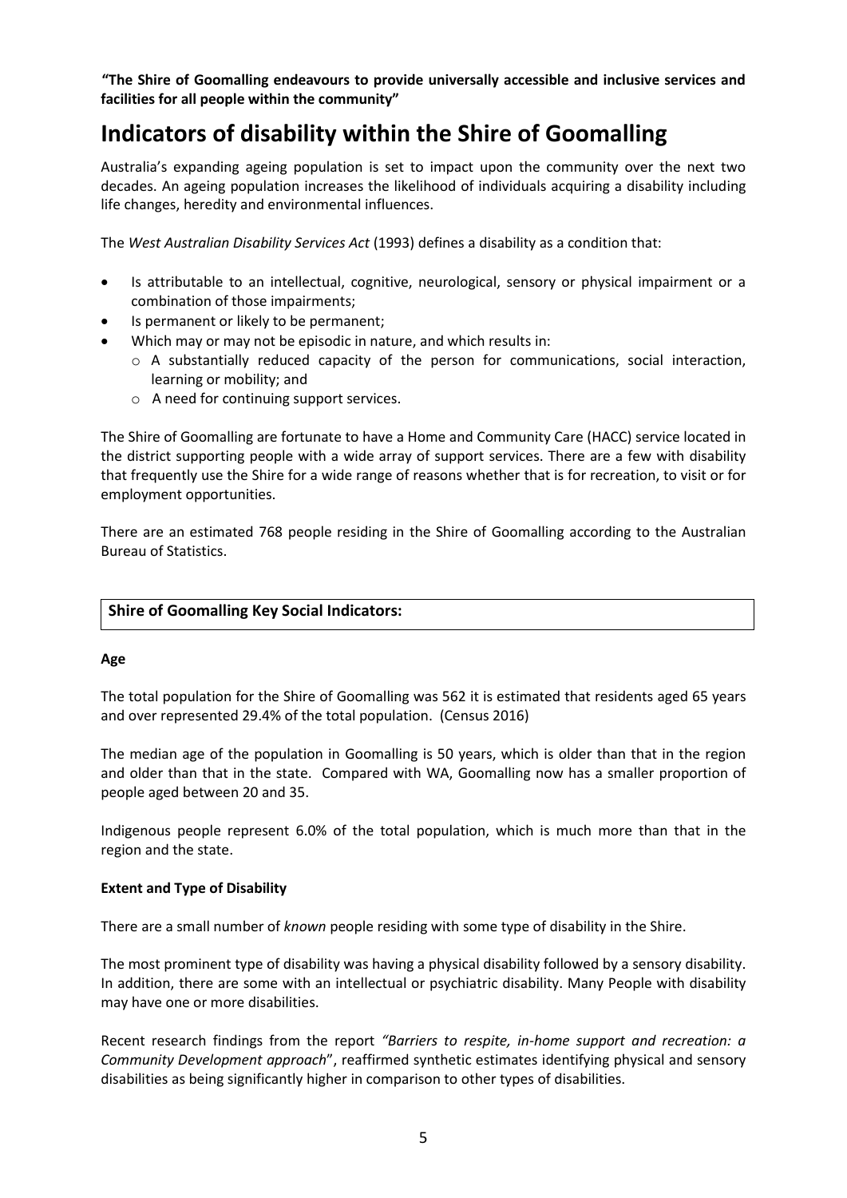**"The Shire of Goomalling endeavours to provide universally accessible and inclusive services and facilities for all people within the community"**

# Indicators of disability within the Shire of Goomalling

Australia's expanding ageing population is set to impact upon the community over the next two decades. An ageing population increases the likelihood of individuals acquiring a disability including life changes, heredity and environmental influences.

The *West Australian Disability Services Act* (1993) defines a disability as a condition that:

- Is attributable to an intellectual, cognitive, neurological, sensory or physical impairment or a combination of those impairments;
- Is permanent or likely to be permanent;
- Which may or may not be episodic in nature, and which results in:
  - A substantially reduced capacity of the person for communications, social interaction, learning or mobility; and
  - A need for continuing support services.

The Shire of Goomalling are fortunate to have a Home and Community Care (HACC) service located in the district supporting people with a wide array of support services. There are a few with disability that frequently use the Shire for a wide range of reasons whether that is for recreation, to visit or for employment opportunities.

There are an estimated 768 people residing in the Shire of Goomalling according to the Australian Bureau of Statistics.

## Shire of Goomalling Key Social Indicators:

**Age**

The total population for the Shire of Goomalling was 562 it is estimated that residents aged 65 years and over represented 29.4% of the total population. (Census 2016)

The median age of the population in Goomalling is 50 years, which is older than that in the region and older than that in the state. Compared with WA, Goomalling now has a smaller proportion of people aged between 20 and 35.

Indigenous people represent 6.0% of the total population, which is much more than that in the region and the state.

**Extent and Type of Disability**

There are a small number of *known* people residing with some type of disability in the Shire.

The most prominent type of disability was having a physical disability followed by a sensory disability. In addition, there are some with an intellectual or psychiatric disability. Many People with disability may have one or more disabilities.

Recent research findings from the report *"Barriers to respite, in-home support and recreation: a Community Development approach*", reaffirmed synthetic estimates identifying physical and sensory disabilities as being significantly higher in comparison to other types of disabilities.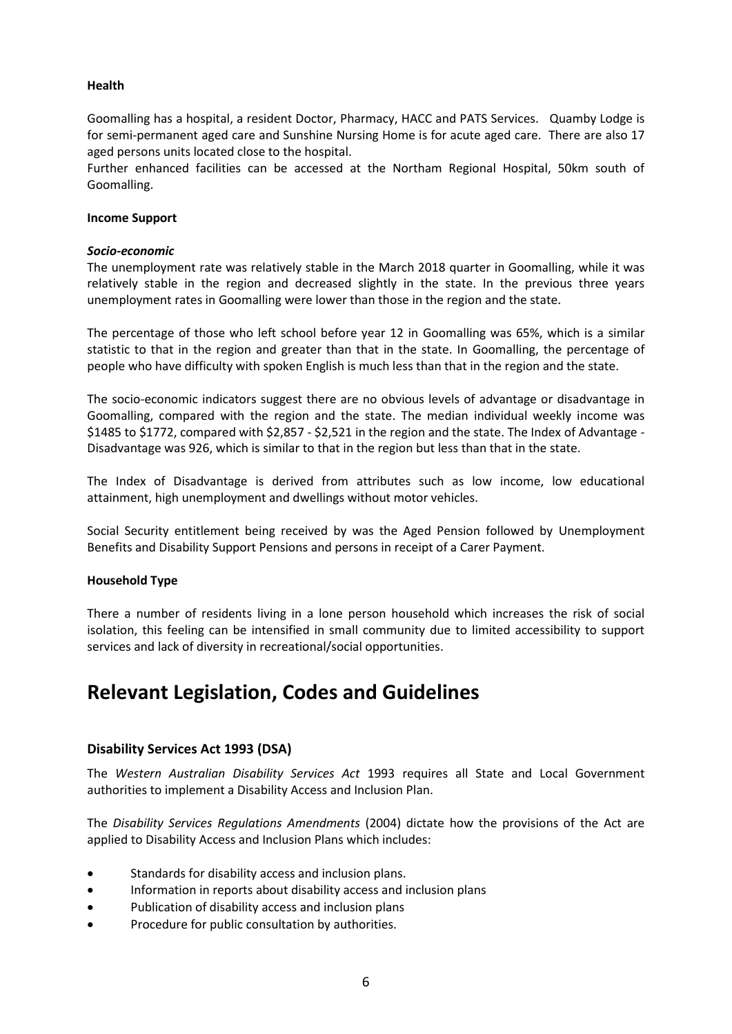**Health**

Goomalling has a hospital, a resident Doctor, Pharmacy, HACC and PATS Services. Quamby Lodge is for semi-permanent aged care and Sunshine Nursing Home is for acute aged care. There are also 17 aged persons units located close to the hospital.
Further enhanced facilities can be accessed at the Northam Regional Hospital, 50km south of Goomalling.

**Income Support**

***Socio-economic***
The unemployment rate was relatively stable in the March 2018 quarter in Goomalling, while it was relatively stable in the region and decreased slightly in the state. In the previous three years unemployment rates in Goomalling were lower than those in the region and the state.

The percentage of those who left school before year 12 in Goomalling was 65%, which is a similar statistic to that in the region and greater than that in the state. In Goomalling, the percentage of people who have difficulty with spoken English is much less than that in the region and the state.

The socio-economic indicators suggest there are no obvious levels of advantage or disadvantage in Goomalling, compared with the region and the state. The median individual weekly income was $1485 to $1772, compared with $2,857 - $2,521 in the region and the state. The Index of Advantage - Disadvantage was 926, which is similar to that in the region but less than that in the state.

The Index of Disadvantage is derived from attributes such as low income, low educational attainment, high unemployment and dwellings without motor vehicles.

Social Security entitlement being received by was the Aged Pension followed by Unemployment Benefits and Disability Support Pensions and persons in receipt of a Carer Payment.

**Household Type**

There a number of residents living in a lone person household which increases the risk of social isolation, this feeling can be intensified in small community due to limited accessibility to support services and lack of diversity in recreational/social opportunities.

# Relevant Legislation, Codes and Guidelines

### Disability Services Act 1993 (DSA)

The *Western Australian Disability Services Act* 1993 requires all State and Local Government authorities to implement a Disability Access and Inclusion Plan.

The *Disability Services Regulations Amendments* (2004) dictate how the provisions of the Act are applied to Disability Access and Inclusion Plans which includes:

- Standards for disability access and inclusion plans.
- Information in reports about disability access and inclusion plans
- Publication of disability access and inclusion plans
- Procedure for public consultation by authorities.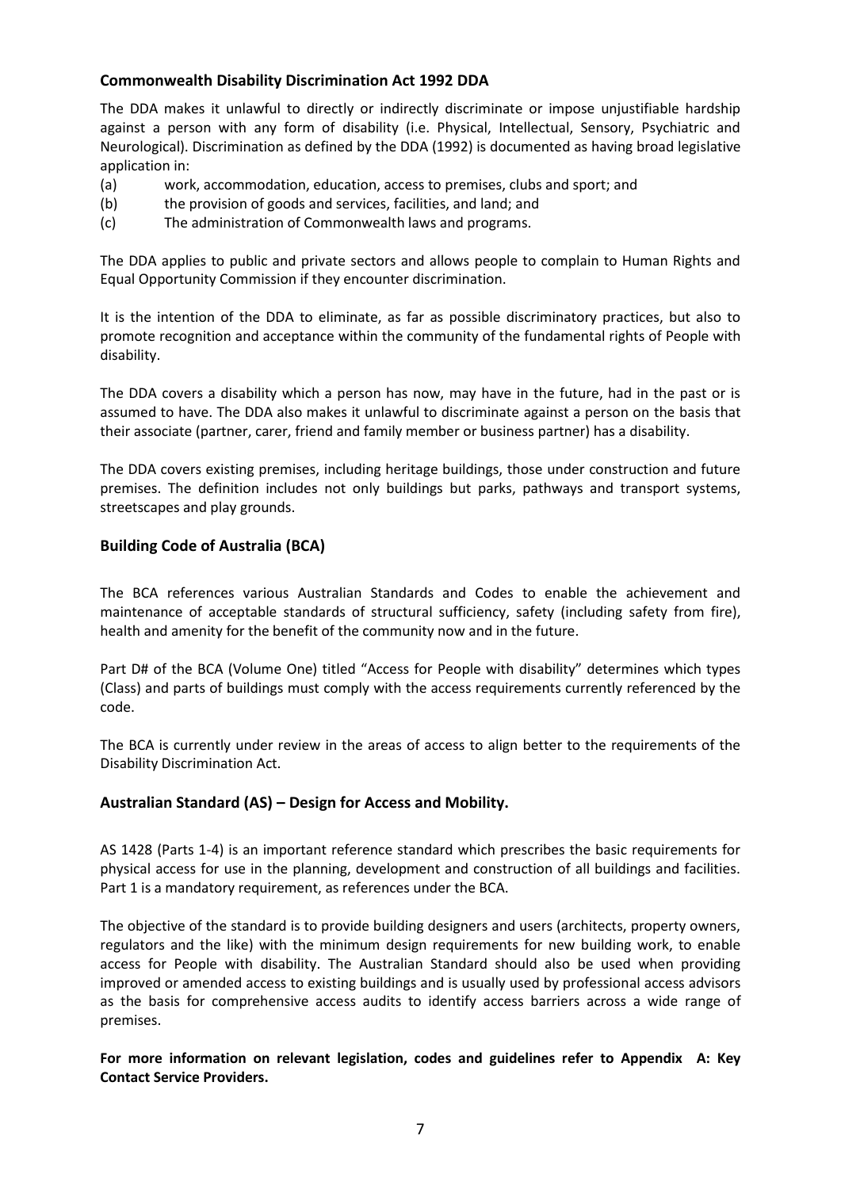## Commonwealth Disability Discrimination Act 1992 DDA

The DDA makes it unlawful to directly or indirectly discriminate or impose unjustifiable hardship against a person with any form of disability (i.e. Physical, Intellectual, Sensory, Psychiatric and Neurological). Discrimination as defined by the DDA (1992) is documented as having broad legislative application in:

(a) work, accommodation, education, access to premises, clubs and sport; and
(b) the provision of goods and services, facilities, and land; and
(c) The administration of Commonwealth laws and programs.

The DDA applies to public and private sectors and allows people to complain to Human Rights and Equal Opportunity Commission if they encounter discrimination.

It is the intention of the DDA to eliminate, as far as possible discriminatory practices, but also to promote recognition and acceptance within the community of the fundamental rights of People with disability.

The DDA covers a disability which a person has now, may have in the future, had in the past or is assumed to have. The DDA also makes it unlawful to discriminate against a person on the basis that their associate (partner, carer, friend and family member or business partner) has a disability.

The DDA covers existing premises, including heritage buildings, those under construction and future premises. The definition includes not only buildings but parks, pathways and transport systems, streetscapes and play grounds.

## Building Code of Australia (BCA)

The BCA references various Australian Standards and Codes to enable the achievement and maintenance of acceptable standards of structural sufficiency, safety (including safety from fire), health and amenity for the benefit of the community now and in the future.

Part D# of the BCA (Volume One) titled "Access for People with disability" determines which types (Class) and parts of buildings must comply with the access requirements currently referenced by the code.

The BCA is currently under review in the areas of access to align better to the requirements of the Disability Discrimination Act.

## Australian Standard (AS) – Design for Access and Mobility.

AS 1428 (Parts 1-4) is an important reference standard which prescribes the basic requirements for physical access for use in the planning, development and construction of all buildings and facilities. Part 1 is a mandatory requirement, as references under the BCA.

The objective of the standard is to provide building designers and users (architects, property owners, regulators and the like) with the minimum design requirements for new building work, to enable access for People with disability. The Australian Standard should also be used when providing improved or amended access to existing buildings and is usually used by professional access advisors as the basis for comprehensive access audits to identify access barriers across a wide range of premises.

**For more information on relevant legislation, codes and guidelines refer to Appendix A: Key Contact Service Providers.**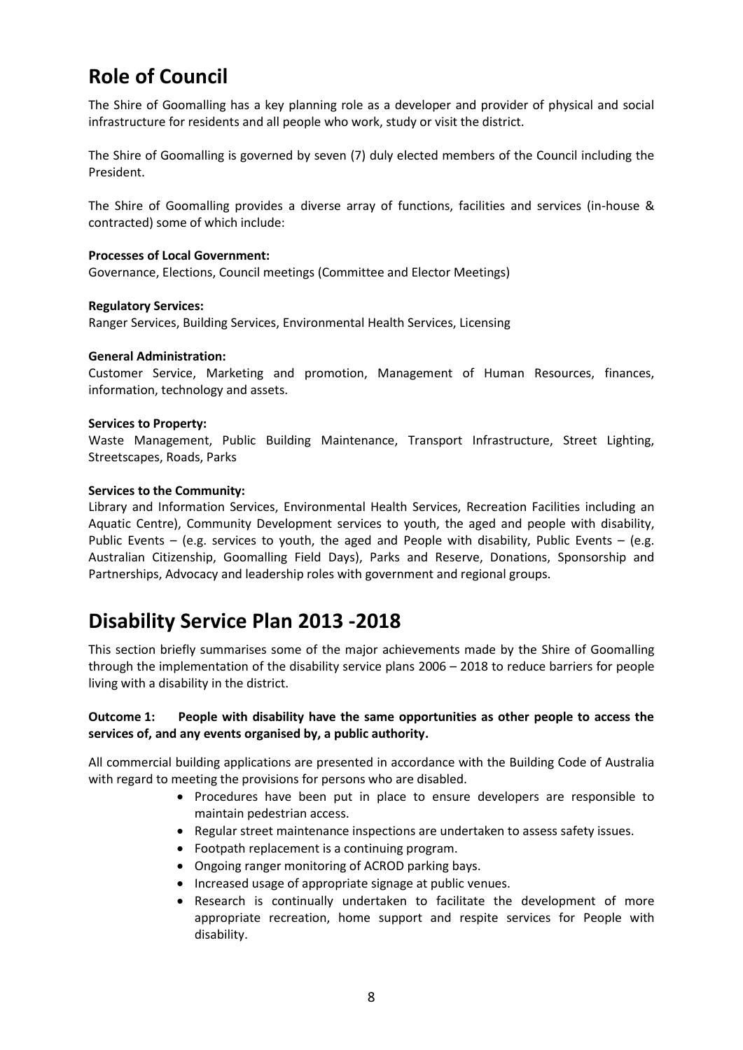# Role of Council

The Shire of Goomalling has a key planning role as a developer and provider of physical and social infrastructure for residents and all people who work, study or visit the district.

The Shire of Goomalling is governed by seven (7) duly elected members of the Council including the President.

The Shire of Goomalling provides a diverse array of functions, facilities and services (in-house & contracted) some of which include:

**Processes of Local Government:**
Governance, Elections, Council meetings (Committee and Elector Meetings)

**Regulatory Services:**
Ranger Services, Building Services, Environmental Health Services, Licensing

**General Administration:**
Customer Service, Marketing and promotion, Management of Human Resources, finances, information, technology and assets.

**Services to Property:**
Waste Management, Public Building Maintenance, Transport Infrastructure, Street Lighting, Streetscapes, Roads, Parks

**Services to the Community:**
Library and Information Services, Environmental Health Services, Recreation Facilities including an Aquatic Centre), Community Development services to youth, the aged and people with disability, Public Events – (e.g. services to youth, the aged and People with disability, Public Events – (e.g. Australian Citizenship, Goomalling Field Days), Parks and Reserve, Donations, Sponsorship and Partnerships, Advocacy and leadership roles with government and regional groups.

# Disability Service Plan 2013 -2018

This section briefly summarises some of the major achievements made by the Shire of Goomalling through the implementation of the disability service plans 2006 – 2018 to reduce barriers for people living with a disability in the district.

**Outcome 1: People with disability have the same opportunities as other people to access the services of, and any events organised by, a public authority.**

All commercial building applications are presented in accordance with the Building Code of Australia with regard to meeting the provisions for persons who are disabled.

- Procedures have been put in place to ensure developers are responsible to maintain pedestrian access.
- Regular street maintenance inspections are undertaken to assess safety issues.
- Footpath replacement is a continuing program.
- Ongoing ranger monitoring of ACROD parking bays.
- Increased usage of appropriate signage at public venues.
- Research is continually undertaken to facilitate the development of more appropriate recreation, home support and respite services for People with disability.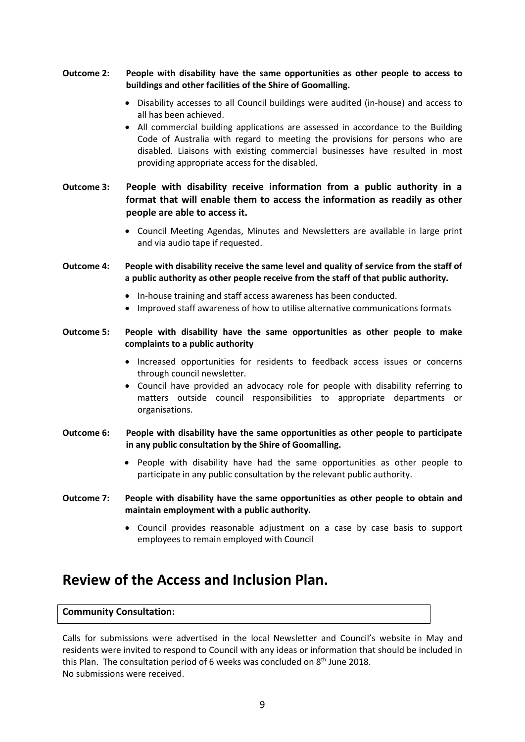**Outcome 2: People with disability have the same opportunities as other people to access to buildings and other facilities of the Shire of Goomalling.**

- Disability accesses to all Council buildings were audited (in-house) and access to all has been achieved.
- All commercial building applications are assessed in accordance to the Building Code of Australia with regard to meeting the provisions for persons who are disabled. Liaisons with existing commercial businesses have resulted in most providing appropriate access for the disabled.

**Outcome 3: People with disability receive information from a public authority in a format that will enable them to access the information as readily as other people are able to access it.**

- Council Meeting Agendas, Minutes and Newsletters are available in large print and via audio tape if requested.

**Outcome 4: People with disability receive the same level and quality of service from the staff of a public authority as other people receive from the staff of that public authority.**

- In-house training and staff access awareness has been conducted.
- Improved staff awareness of how to utilise alternative communications formats

**Outcome 5: People with disability have the same opportunities as other people to make complaints to a public authority**

- Increased opportunities for residents to feedback access issues or concerns through council newsletter.
- Council have provided an advocacy role for people with disability referring to matters outside council responsibilities to appropriate departments or organisations.

**Outcome 6: People with disability have the same opportunities as other people to participate in any public consultation by the Shire of Goomalling.**

- People with disability have had the same opportunities as other people to participate in any public consultation by the relevant public authority.

**Outcome 7: People with disability have the same opportunities as other people to obtain and maintain employment with a public authority.**

- Council provides reasonable adjustment on a case by case basis to support employees to remain employed with Council

# Review of the Access and Inclusion Plan.

**Community Consultation:**

Calls for submissions were advertised in the local Newsletter and Council's website in May and residents were invited to respond to Council with any ideas or information that should be included in this Plan. The consultation period of 6 weeks was concluded on 8th June 2018.
No submissions were received.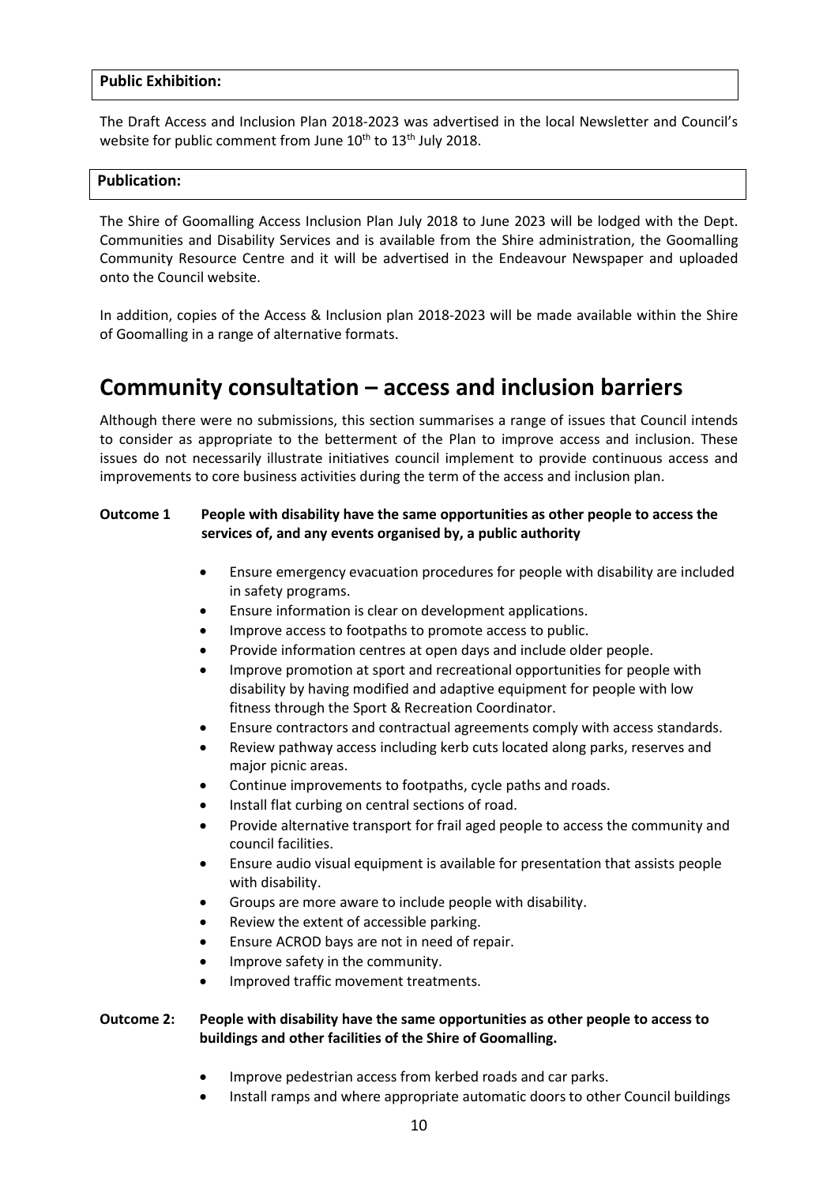**Public Exhibition:**

The Draft Access and Inclusion Plan 2018-2023 was advertised in the local Newsletter and Council's website for public comment from June 10th to 13th July 2018.

**Publication:**

The Shire of Goomalling Access Inclusion Plan July 2018 to June 2023 will be lodged with the Dept. Communities and Disability Services and is available from the Shire administration, the Goomalling Community Resource Centre and it will be advertised in the Endeavour Newspaper and uploaded onto the Council website.

In addition, copies of the Access & Inclusion plan 2018-2023 will be made available within the Shire of Goomalling in a range of alternative formats.

# Community consultation – access and inclusion barriers

Although there were no submissions, this section summarises a range of issues that Council intends to consider as appropriate to the betterment of the Plan to improve access and inclusion. These issues do not necessarily illustrate initiatives council implement to provide continuous access and improvements to core business activities during the term of the access and inclusion plan.

**Outcome 1 People with disability have the same opportunities as other people to access the services of, and any events organised by, a public authority**

- Ensure emergency evacuation procedures for people with disability are included in safety programs.
- Ensure information is clear on development applications.
- Improve access to footpaths to promote access to public.
- Provide information centres at open days and include older people.
- Improve promotion at sport and recreational opportunities for people with disability by having modified and adaptive equipment for people with low fitness through the Sport & Recreation Coordinator.
- Ensure contractors and contractual agreements comply with access standards.
- Review pathway access including kerb cuts located along parks, reserves and major picnic areas.
- Continue improvements to footpaths, cycle paths and roads.
- Install flat curbing on central sections of road.
- Provide alternative transport for frail aged people to access the community and council facilities.
- Ensure audio visual equipment is available for presentation that assists people with disability.
- Groups are more aware to include people with disability.
- Review the extent of accessible parking.
- Ensure ACROD bays are not in need of repair.
- Improve safety in the community.
- Improved traffic movement treatments.

**Outcome 2: People with disability have the same opportunities as other people to access to buildings and other facilities of the Shire of Goomalling.**

- Improve pedestrian access from kerbed roads and car parks.
- Install ramps and where appropriate automatic doors to other Council buildings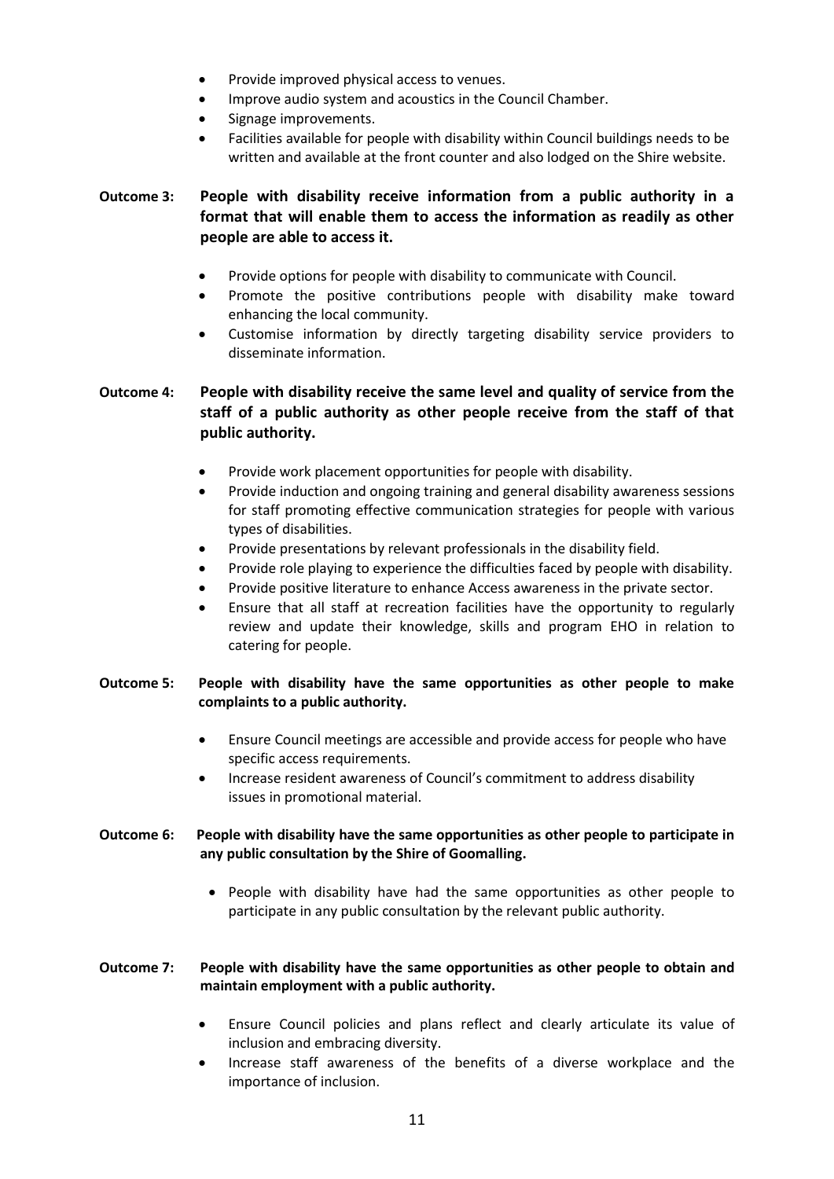- Provide improved physical access to venues.
- Improve audio system and acoustics in the Council Chamber.
- Signage improvements.
- Facilities available for people with disability within Council buildings needs to be written and available at the front counter and also lodged on the Shire website.

**Outcome 3: People with disability receive information from a public authority in a format that will enable them to access the information as readily as other people are able to access it.**

- Provide options for people with disability to communicate with Council.
- Promote the positive contributions people with disability make toward enhancing the local community.
- Customise information by directly targeting disability service providers to disseminate information.

**Outcome 4: People with disability receive the same level and quality of service from the staff of a public authority as other people receive from the staff of that public authority.**

- Provide work placement opportunities for people with disability.
- Provide induction and ongoing training and general disability awareness sessions for staff promoting effective communication strategies for people with various types of disabilities.
- Provide presentations by relevant professionals in the disability field.
- Provide role playing to experience the difficulties faced by people with disability.
- Provide positive literature to enhance Access awareness in the private sector.
- Ensure that all staff at recreation facilities have the opportunity to regularly review and update their knowledge, skills and program EHO in relation to catering for people.

**Outcome 5: People with disability have the same opportunities as other people to make complaints to a public authority.**

- Ensure Council meetings are accessible and provide access for people who have specific access requirements.
- Increase resident awareness of Council's commitment to address disability issues in promotional material.

**Outcome 6: People with disability have the same opportunities as other people to participate in any public consultation by the Shire of Goomalling.**

- People with disability have had the same opportunities as other people to participate in any public consultation by the relevant public authority.

**Outcome 7: People with disability have the same opportunities as other people to obtain and maintain employment with a public authority.**

- Ensure Council policies and plans reflect and clearly articulate its value of inclusion and embracing diversity.
- Increase staff awareness of the benefits of a diverse workplace and the importance of inclusion.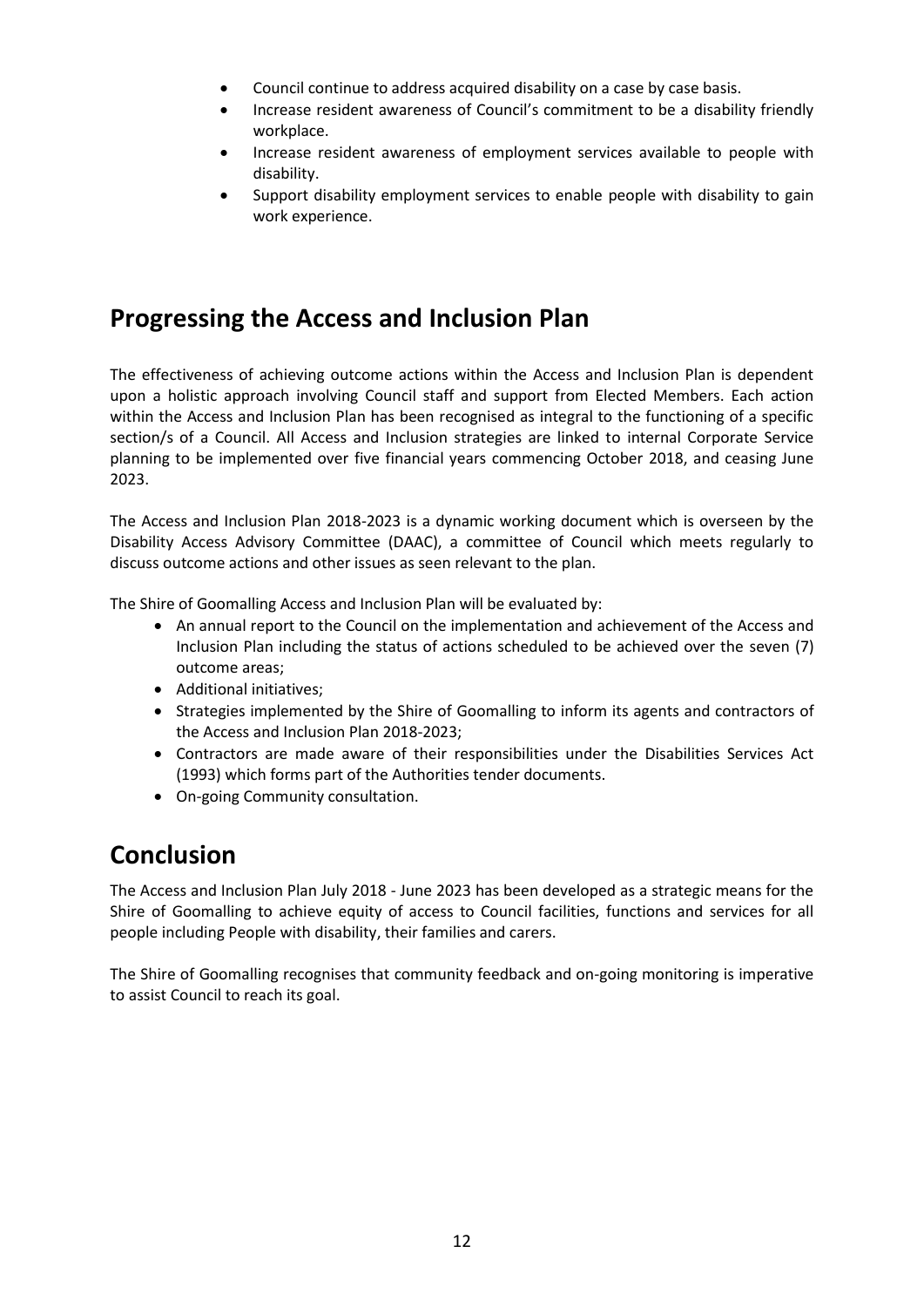- Council continue to address acquired disability on a case by case basis.
- Increase resident awareness of Council's commitment to be a disability friendly workplace.
- Increase resident awareness of employment services available to people with disability.
- Support disability employment services to enable people with disability to gain work experience.

## Progressing the Access and Inclusion Plan

The effectiveness of achieving outcome actions within the Access and Inclusion Plan is dependent upon a holistic approach involving Council staff and support from Elected Members. Each action within the Access and Inclusion Plan has been recognised as integral to the functioning of a specific section/s of a Council. All Access and Inclusion strategies are linked to internal Corporate Service planning to be implemented over five financial years commencing October 2018, and ceasing June 2023.

The Access and Inclusion Plan 2018-2023 is a dynamic working document which is overseen by the Disability Access Advisory Committee (DAAC), a committee of Council which meets regularly to discuss outcome actions and other issues as seen relevant to the plan.

The Shire of Goomalling Access and Inclusion Plan will be evaluated by:

- An annual report to the Council on the implementation and achievement of the Access and Inclusion Plan including the status of actions scheduled to be achieved over the seven (7) outcome areas;
- Additional initiatives;
- Strategies implemented by the Shire of Goomalling to inform its agents and contractors of the Access and Inclusion Plan 2018-2023;
- Contractors are made aware of their responsibilities under the Disabilities Services Act (1993) which forms part of the Authorities tender documents.
- On-going Community consultation.

## Conclusion

The Access and Inclusion Plan July 2018 - June 2023 has been developed as a strategic means for the Shire of Goomalling to achieve equity of access to Council facilities, functions and services for all people including People with disability, their families and carers.

The Shire of Goomalling recognises that community feedback and on-going monitoring is imperative to assist Council to reach its goal.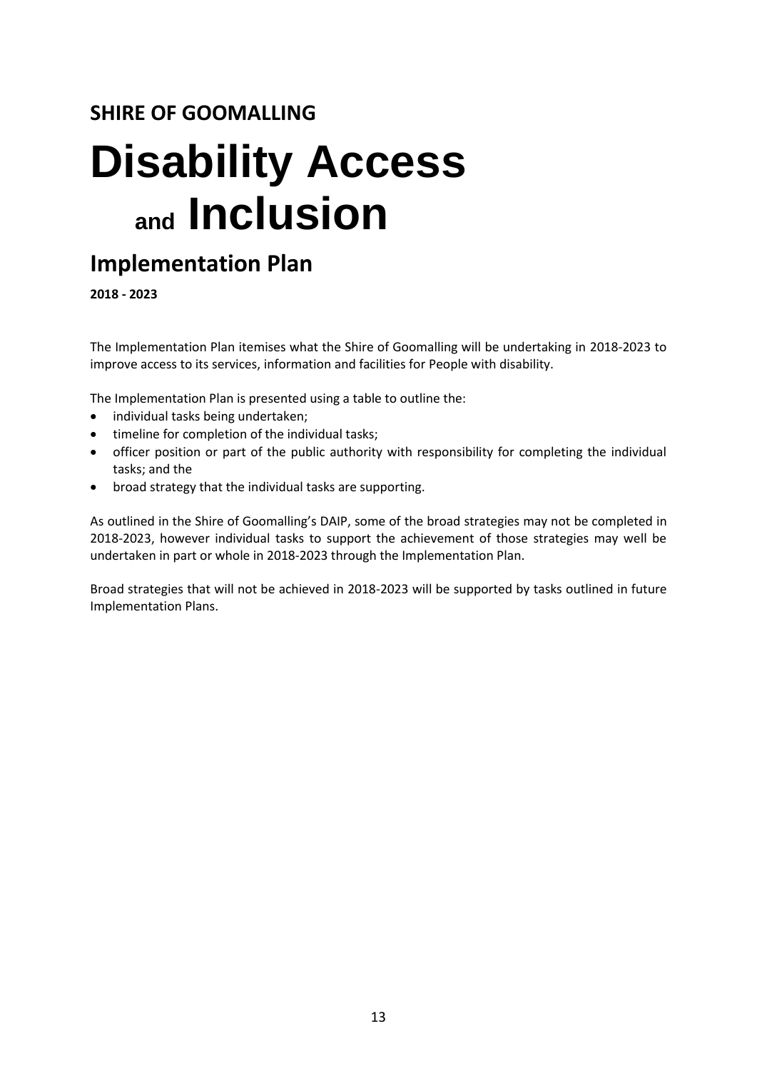## SHIRE OF GOOMALLING

# Disability Access and Inclusion

## Implementation Plan

**2018 - 2023**

The Implementation Plan itemises what the Shire of Goomalling will be undertaking in 2018-2023 to improve access to its services, information and facilities for People with disability.

The Implementation Plan is presented using a table to outline the:

- individual tasks being undertaken;
- timeline for completion of the individual tasks;
- officer position or part of the public authority with responsibility for completing the individual tasks; and the
- broad strategy that the individual tasks are supporting.

As outlined in the Shire of Goomalling's DAIP, some of the broad strategies may not be completed in 2018-2023, however individual tasks to support the achievement of those strategies may well be undertaken in part or whole in 2018-2023 through the Implementation Plan.

Broad strategies that will not be achieved in 2018-2023 will be supported by tasks outlined in future Implementation Plans.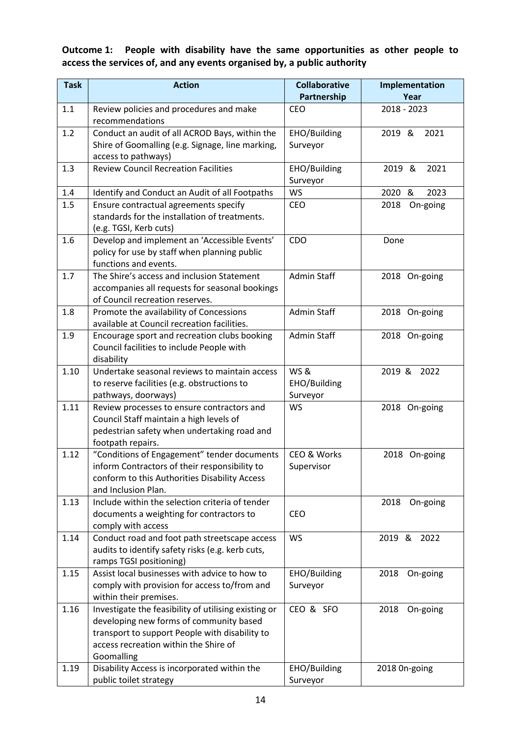**Outcome 1: People with disability have the same opportunities as other people to access the services of, and any events organised by, a public authority**

| Task | Action | Collaborative Partnership | Implementation Year |
|---|---|---|---|
| 1.1 | Review policies and procedures and make recommendations | CEO | 2018 - 2023 |
| 1.2 | Conduct an audit of all ACROD Bays, within the Shire of Goomalling (e.g. Signage, line marking, access to pathways) | EHO/Building Surveyor | 2019 & 2021 |
| 1.3 | Review Council Recreation Facilities | EHO/Building Surveyor | 2019 & 2021 |
| 1.4 | Identify and Conduct an Audit of all Footpaths | WS | 2020 & 2023 |
| 1.5 | Ensure contractual agreements specify standards for the installation of treatments. (e.g. TGSI, Kerb cuts) | CEO | 2018 On-going |
| 1.6 | Develop and implement an 'Accessible Events' policy for use by staff when planning public functions and events. | CDO | Done |
| 1.7 | The Shire's access and inclusion Statement accompanies all requests for seasonal bookings of Council recreation reserves. | Admin Staff | 2018 On-going |
| 1.8 | Promote the availability of Concessions available at Council recreation facilities. | Admin Staff | 2018 On-going |
| 1.9 | Encourage sport and recreation clubs booking Council facilities to include People with disability | Admin Staff | 2018 On-going |
| 1.10 | Undertake seasonal reviews to maintain access to reserve facilities (e.g. obstructions to pathways, doorways) | WS & EHO/Building Surveyor | 2019 & 2022 |
| 1.11 | Review processes to ensure contractors and Council Staff maintain a high levels of pedestrian safety when undertaking road and footpath repairs. | WS | 2018 On-going |
| 1.12 | "Conditions of Engagement" tender documents inform Contractors of their responsibility to conform to this Authorities Disability Access and Inclusion Plan. | CEO & Works Supervisor | 2018 On-going |
| 1.13 | Include within the selection criteria of tender documents a weighting for contractors to comply with access | CEO | 2018 On-going |
| 1.14 | Conduct road and foot path streetscape access audits to identify safety risks (e.g. kerb cuts, ramps TGSI positioning) | WS | 2019 & 2022 |
| 1.15 | Assist local businesses with advice to how to comply with provision for access to/from and within their premises. | EHO/Building Surveyor | 2018 On-going |
| 1.16 | Investigate the feasibility of utilising existing or developing new forms of community based transport to support People with disability to access recreation within the Shire of Goomalling | CEO & SFO | 2018 On-going |
| 1.19 | Disability Access is incorporated within the public toilet strategy | EHO/Building Surveyor | 2018 0n-going |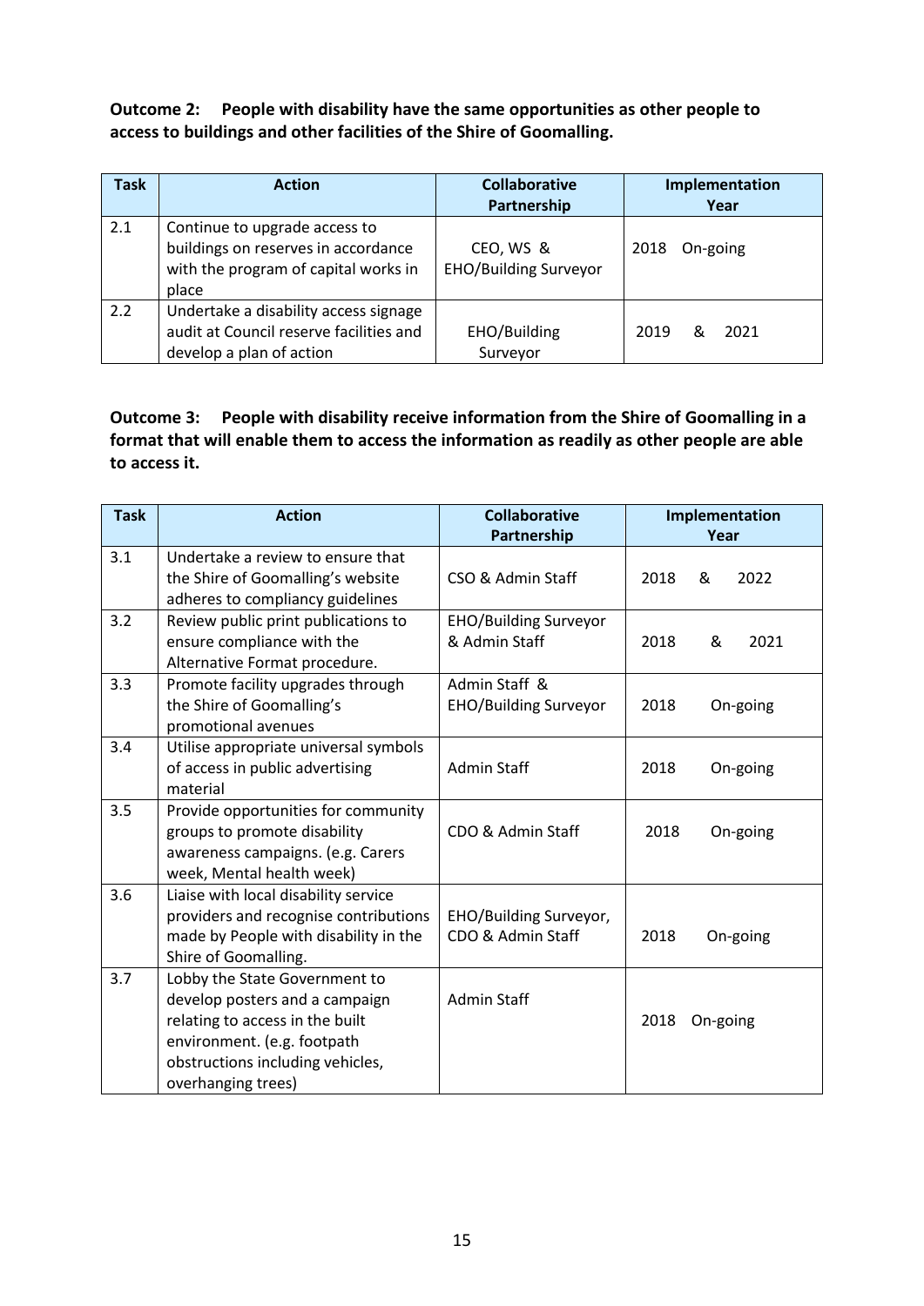**Outcome 2: People with disability have the same opportunities as other people to access to buildings and other facilities of the Shire of Goomalling.**

| Task | Action | Collaborative Partnership | Implementation Year |
|---|---|---|---|
| 2.1 | Continue to upgrade access to buildings on reserves in accordance with the program of capital works in place | CEO, WS & EHO/Building Surveyor | 2018 On-going |
| 2.2 | Undertake a disability access signage audit at Council reserve facilities and develop a plan of action | EHO/Building Surveyor | 2019 & 2021 |

**Outcome 3: People with disability receive information from the Shire of Goomalling in a format that will enable them to access the information as readily as other people are able to access it.**

| Task | Action | Collaborative Partnership | Implementation Year |
|---|---|---|---|
| 3.1 | Undertake a review to ensure that the Shire of Goomalling's website adheres to compliancy guidelines | CSO & Admin Staff | 2018 & 2022 |
| 3.2 | Review public print publications to ensure compliance with the Alternative Format procedure. | EHO/Building Surveyor & Admin Staff | 2018 & 2021 |
| 3.3 | Promote facility upgrades through the Shire of Goomalling's promotional avenues | Admin Staff & EHO/Building Surveyor | 2018 On-going |
| 3.4 | Utilise appropriate universal symbols of access in public advertising material | Admin Staff | 2018 On-going |
| 3.5 | Provide opportunities for community groups to promote disability awareness campaigns. (e.g. Carers week, Mental health week) | CDO & Admin Staff | 2018 On-going |
| 3.6 | Liaise with local disability service providers and recognise contributions made by People with disability in the Shire of Goomalling. | EHO/Building Surveyor, CDO & Admin Staff | 2018 On-going |
| 3.7 | Lobby the State Government to develop posters and a campaign relating to access in the built environment. (e.g. footpath obstructions including vehicles, overhanging trees) | Admin Staff | 2018 On-going |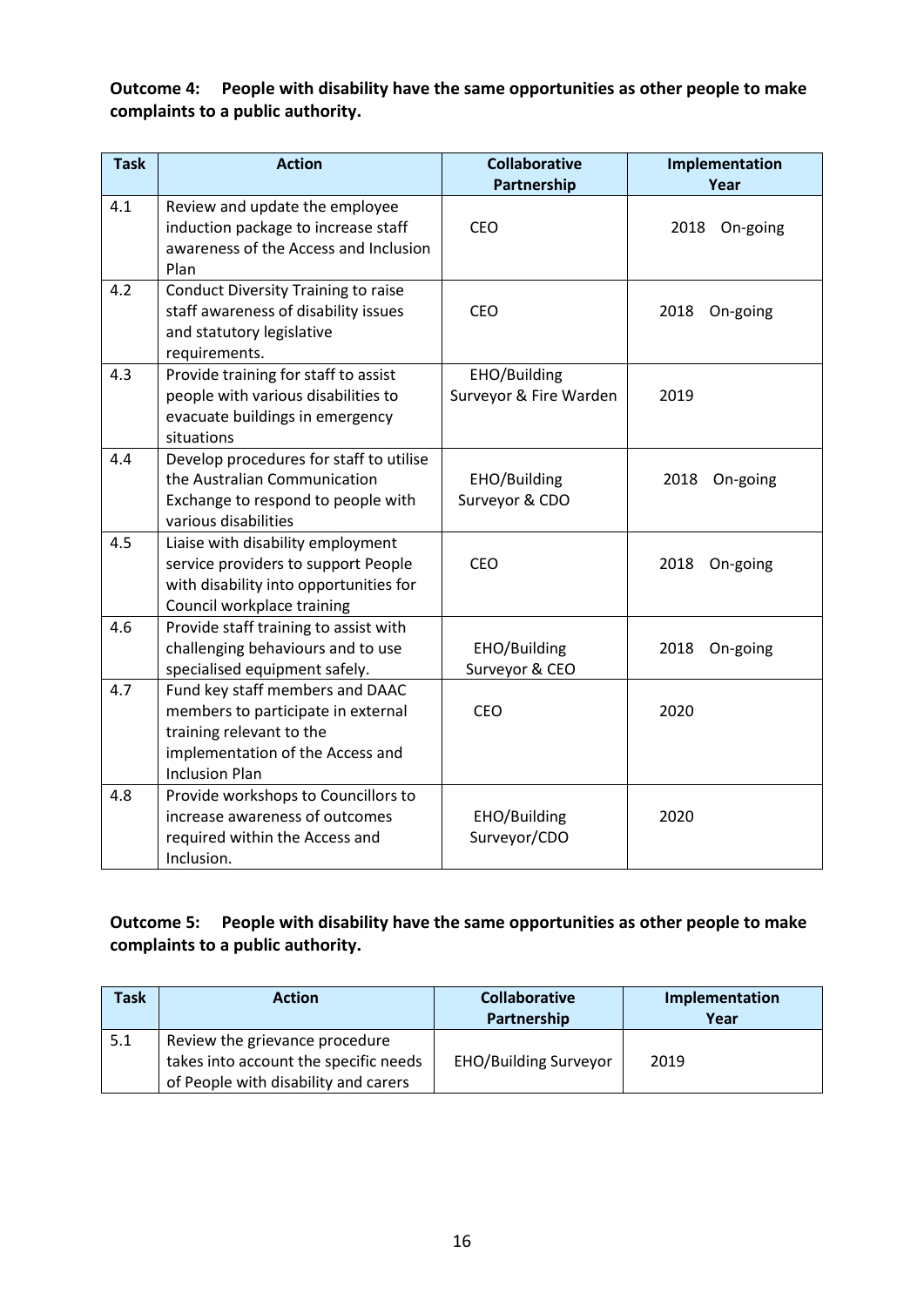**Outcome 4: People with disability have the same opportunities as other people to make complaints to a public authority.**

| Task | Action | Collaborative Partnership | Implementation Year |
|---|---|---|---|
| 4.1 | Review and update the employee induction package to increase staff awareness of the Access and Inclusion Plan | CEO | 2018 On-going |
| 4.2 | Conduct Diversity Training to raise staff awareness of disability issues and statutory legislative requirements. | CEO | 2018 On-going |
| 4.3 | Provide training for staff to assist people with various disabilities to evacuate buildings in emergency situations | EHO/Building Surveyor & Fire Warden | 2019 |
| 4.4 | Develop procedures for staff to utilise the Australian Communication Exchange to respond to people with various disabilities | EHO/Building Surveyor & CDO | 2018 On-going |
| 4.5 | Liaise with disability employment service providers to support People with disability into opportunities for Council workplace training | CEO | 2018 On-going |
| 4.6 | Provide staff training to assist with challenging behaviours and to use specialised equipment safely. | EHO/Building Surveyor & CEO | 2018 On-going |
| 4.7 | Fund key staff members and DAAC members to participate in external training relevant to the implementation of the Access and Inclusion Plan | CEO | 2020 |
| 4.8 | Provide workshops to Councillors to increase awareness of outcomes required within the Access and Inclusion. | EHO/Building Surveyor/CDO | 2020 |

**Outcome 5: People with disability have the same opportunities as other people to make complaints to a public authority.**

| Task | Action | Collaborative Partnership | Implementation Year |
|---|---|---|---|
| 5.1 | Review the grievance procedure takes into account the specific needs of People with disability and carers | EHO/Building Surveyor | 2019 |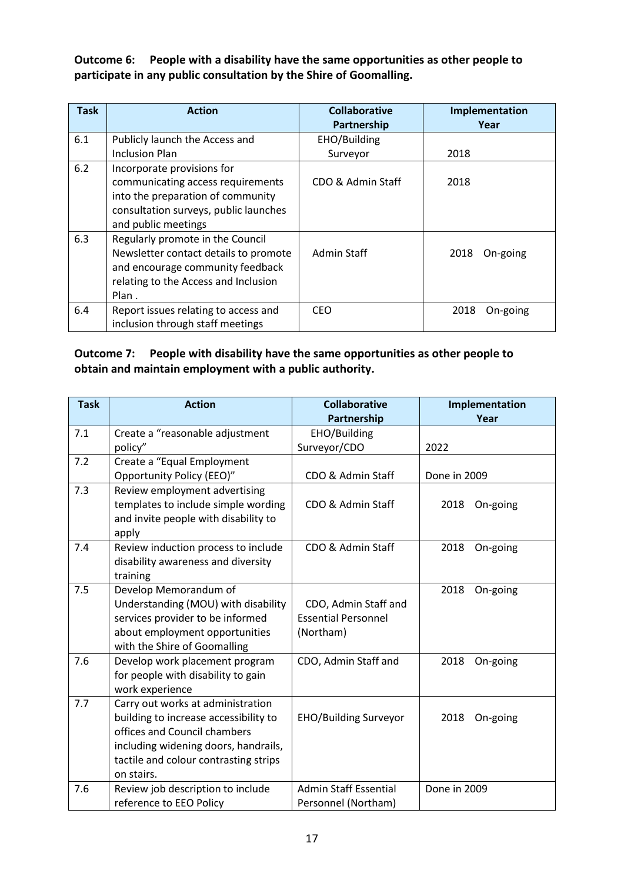**Outcome 6: People with a disability have the same opportunities as other people to participate in any public consultation by the Shire of Goomalling.**

| Task | Action | Collaborative Partnership | Implementation Year |
|---|---|---|---|
| 6.1 | Publicly launch the Access and Inclusion Plan | EHO/Building Surveyor | 2018 |
| 6.2 | Incorporate provisions for communicating access requirements into the preparation of community consultation surveys, public launches and public meetings | CDO & Admin Staff | 2018 |
| 6.3 | Regularly promote in the Council Newsletter contact details to promote and encourage community feedback relating to the Access and Inclusion Plan . | Admin Staff | 2018 On-going |
| 6.4 | Report issues relating to access and inclusion through staff meetings | CEO | 2018 On-going |

**Outcome 7: People with disability have the same opportunities as other people to obtain and maintain employment with a public authority.**

| Task | Action | Collaborative Partnership | Implementation Year |
|---|---|---|---|
| 7.1 | Create a "reasonable adjustment policy" | EHO/Building Surveyor/CDO | 2022 |
| 7.2 | Create a "Equal Employment Opportunity Policy (EEO)" | CDO & Admin Staff | Done in 2009 |
| 7.3 | Review employment advertising templates to include simple wording and invite people with disability to apply | CDO & Admin Staff | 2018 On-going |
| 7.4 | Review induction process to include disability awareness and diversity training | CDO & Admin Staff | 2018 On-going |
| 7.5 | Develop Memorandum of Understanding (MOU) with disability services provider to be informed about employment opportunities with the Shire of Goomalling | CDO, Admin Staff and Essential Personnel (Northam) | 2018 On-going |
| 7.6 | Develop work placement program for people with disability to gain work experience | CDO, Admin Staff and | 2018 On-going |
| 7.7 | Carry out works at administration building to increase accessibility to offices and Council chambers including widening doors, handrails, tactile and colour contrasting strips on stairs. | EHO/Building Surveyor | 2018 On-going |
| 7.6 | Review job description to include reference to EEO Policy | Admin Staff Essential Personnel (Northam) | Done in 2009 |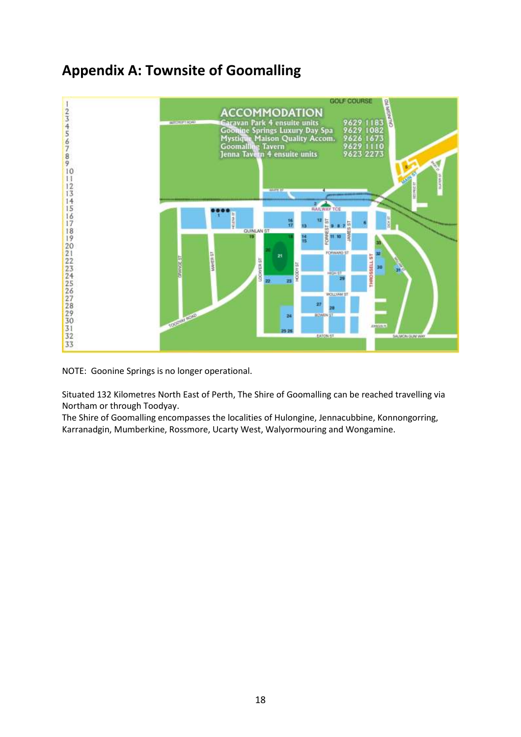## Appendix A: Townsite of Goomalling

NOTE: Goonine Springs is no longer operational.

Situated 132 Kilometres North East of Perth, The Shire of Goomalling can be reached travelling via Northam or through Toodyay.
The Shire of Goomalling encompasses the localities of Hulongine, Jennacubbine, Konnongorring, Karranadgin, Mumberkine, Rossmore, Ucarty West, Walyormouring and Wongamine.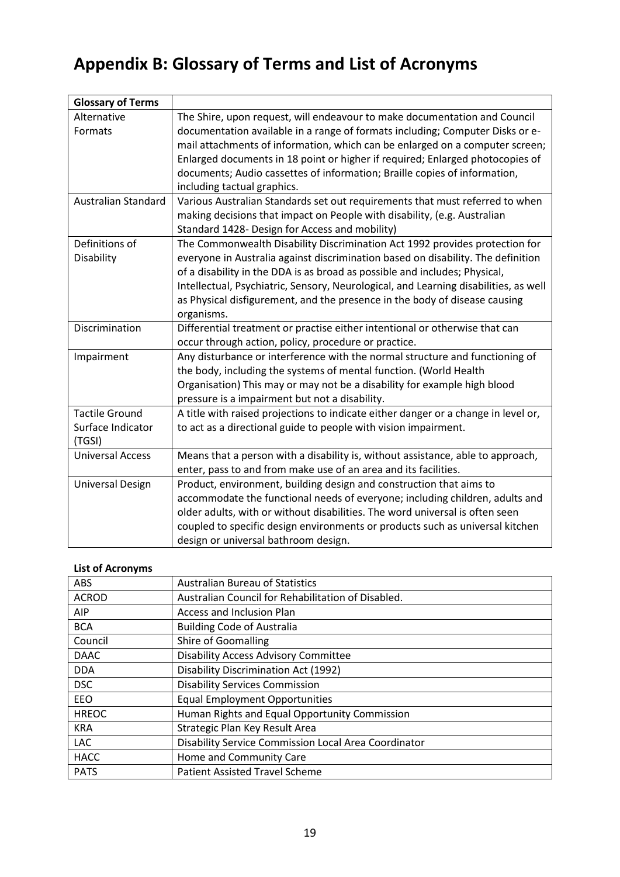# Appendix B: Glossary of Terms and List of Acronyms

| Glossary of Terms | |
|---|---|
| Alternative Formats | The Shire, upon request, will endeavour to make documentation and Council documentation available in a range of formats including; Computer Disks or e-mail attachments of information, which can be enlarged on a computer screen; Enlarged documents in 18 point or higher if required; Enlarged photocopies of documents; Audio cassettes of information; Braille copies of information, including tactual graphics. |
| Australian Standard | Various Australian Standards set out requirements that must referred to when making decisions that impact on People with disability, (e.g. Australian Standard 1428- Design for Access and mobility) |
| Definitions of Disability | The Commonwealth Disability Discrimination Act 1992 provides protection for everyone in Australia against discrimination based on disability. The definition of a disability in the DDA is as broad as possible and includes; Physical, Intellectual, Psychiatric, Sensory, Neurological, and Learning disabilities, as well as Physical disfigurement, and the presence in the body of disease causing organisms. |
| Discrimination | Differential treatment or practise either intentional or otherwise that can occur through action, policy, procedure or practice. |
| Impairment | Any disturbance or interference with the normal structure and functioning of the body, including the systems of mental function. (World Health Organisation) This may or may not be a disability for example high blood pressure is a impairment but not a disability. |
| Tactile Ground Surface Indicator (TGSI) | A title with raised projections to indicate either danger or a change in level or, to act as a directional guide to people with vision impairment. |
| Universal Access | Means that a person with a disability is, without assistance, able to approach, enter, pass to and from make use of an area and its facilities. |
| Universal Design | Product, environment, building design and construction that aims to accommodate the functional needs of everyone; including children, adults and older adults, with or without disabilities. The word universal is often seen coupled to specific design environments or products such as universal kitchen design or universal bathroom design. |

**List of Acronyms**

| | |
|---|---|
| ABS | Australian Bureau of Statistics |
| ACROD | Australian Council for Rehabilitation of Disabled. |
| AIP | Access and Inclusion Plan |
| BCA | Building Code of Australia |
| Council | Shire of Goomalling |
| DAAC | Disability Access Advisory Committee |
| DDA | Disability Discrimination Act (1992) |
| DSC | Disability Services Commission |
| EEO | Equal Employment Opportunities |
| HREOC | Human Rights and Equal Opportunity Commission |
| KRA | Strategic Plan Key Result Area |
| LAC | Disability Service Commission Local Area Coordinator |
| HACC | Home and Community Care |
| PATS | Patient Assisted Travel Scheme |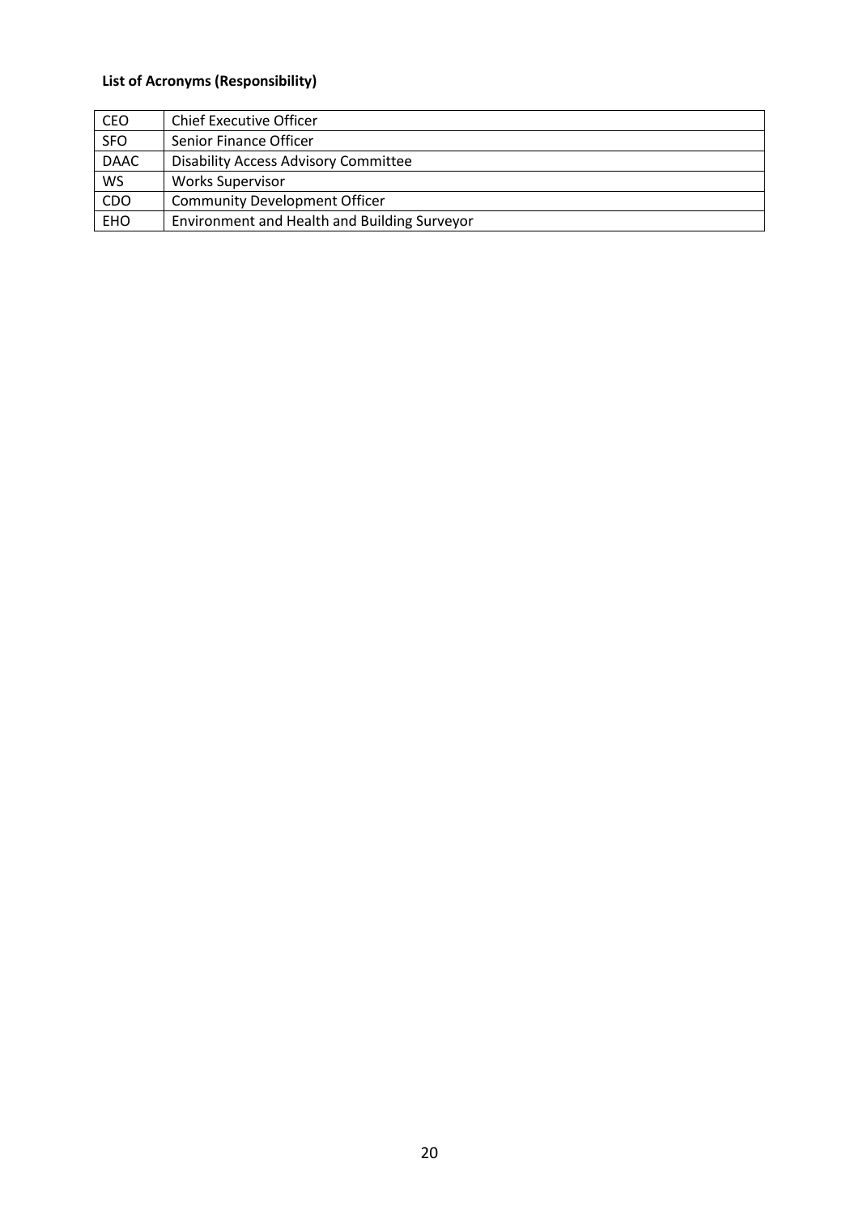**List of Acronyms (Responsibility)**

| CEO | Chief Executive Officer |
|---|---|
| SFO | Senior Finance Officer |
| DAAC | Disability Access Advisory Committee |
| WS | Works Supervisor |
| CDO | Community Development Officer |
| EHO | Environment and Health and Building Surveyor |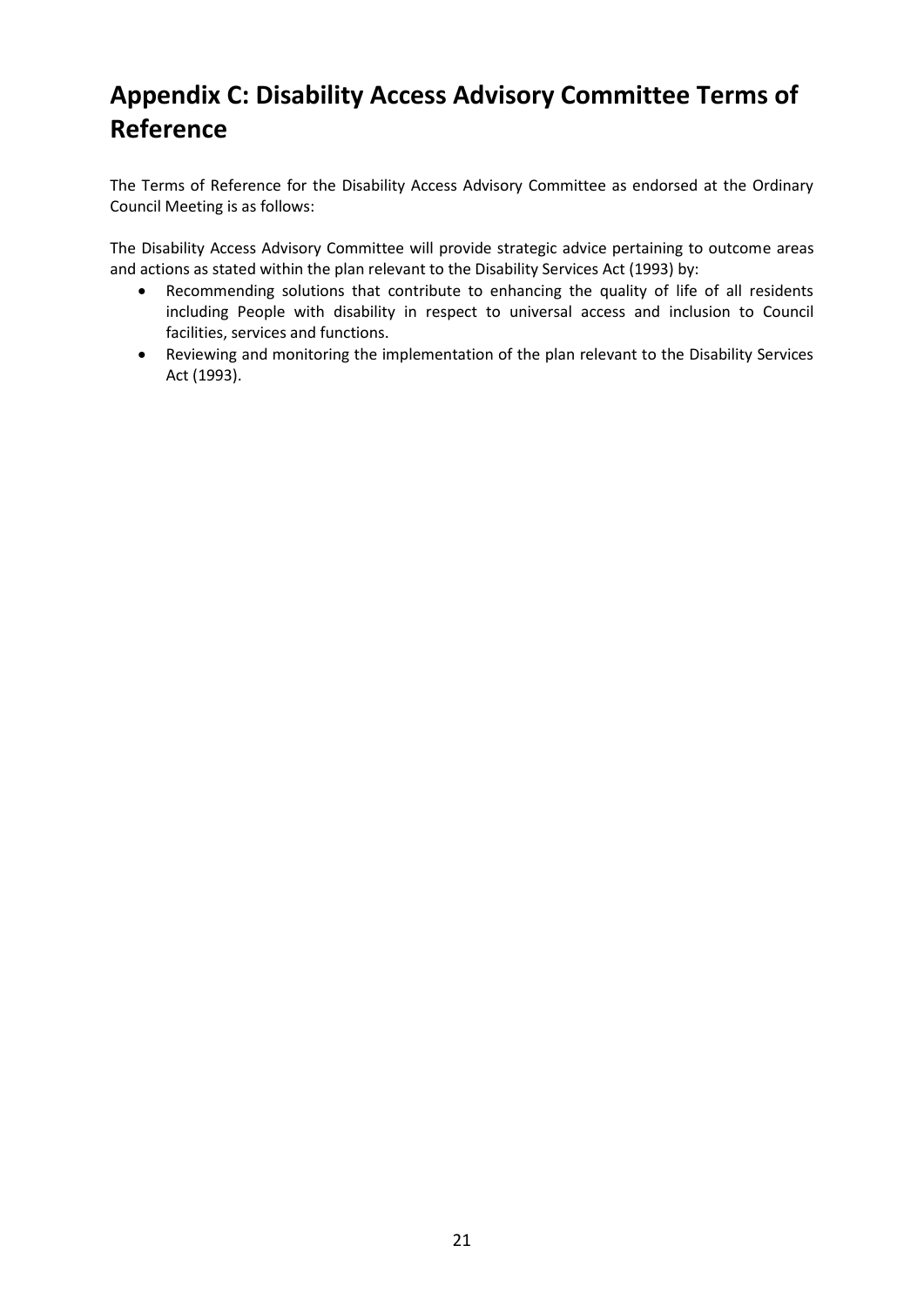# Appendix C: Disability Access Advisory Committee Terms of Reference

The Terms of Reference for the Disability Access Advisory Committee as endorsed at the Ordinary Council Meeting is as follows:

The Disability Access Advisory Committee will provide strategic advice pertaining to outcome areas and actions as stated within the plan relevant to the Disability Services Act (1993) by:

- Recommending solutions that contribute to enhancing the quality of life of all residents including People with disability in respect to universal access and inclusion to Council facilities, services and functions.
- Reviewing and monitoring the implementation of the plan relevant to the Disability Services Act (1993).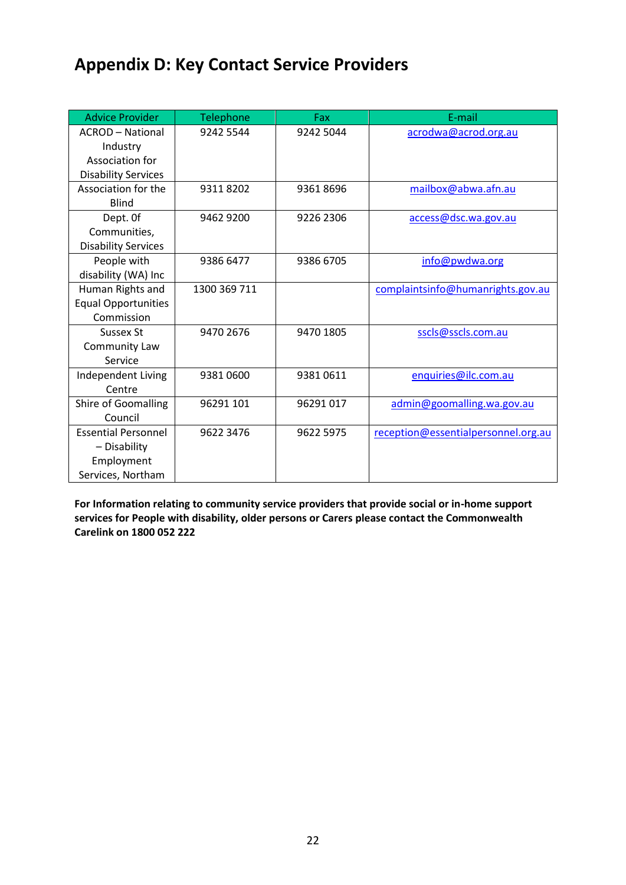## Appendix D: Key Contact Service Providers

| Advice Provider | Telephone | Fax | E-mail |
|---|---|---|---|
| ACROD – National Industry Association for Disability Services | 9242 5544 | 9242 5044 | acrodwa@acrod.org.au |
| Association for the Blind | 9311 8202 | 9361 8696 | mailbox@abwa.afn.au |
| Dept. 0f Communities, Disability Services | 9462 9200 | 9226 2306 | access@dsc.wa.gov.au |
| People with disability (WA) Inc | 9386 6477 | 9386 6705 | info@pwdwa.org |
| Human Rights and Equal Opportunities Commission | 1300 369 711 | | complaintsinfo@humanrights.gov.au |
| Sussex St Community Law Service | 9470 2676 | 9470 1805 | sscls@sscls.com.au |
| Independent Living Centre | 9381 0600 | 9381 0611 | enquiries@ilc.com.au |
| Shire of Goomalling Council | 96291 101 | 96291 017 | admin@goomalling.wa.gov.au |
| Essential Personnel – Disability Employment Services, Northam | 9622 3476 | 9622 5975 | reception@essentialpersonnel.org.au |

**For Information relating to community service providers that provide social or in-home support services for People with disability, older persons or Carers please contact the Commonwealth Carelink on 1800 052 222**